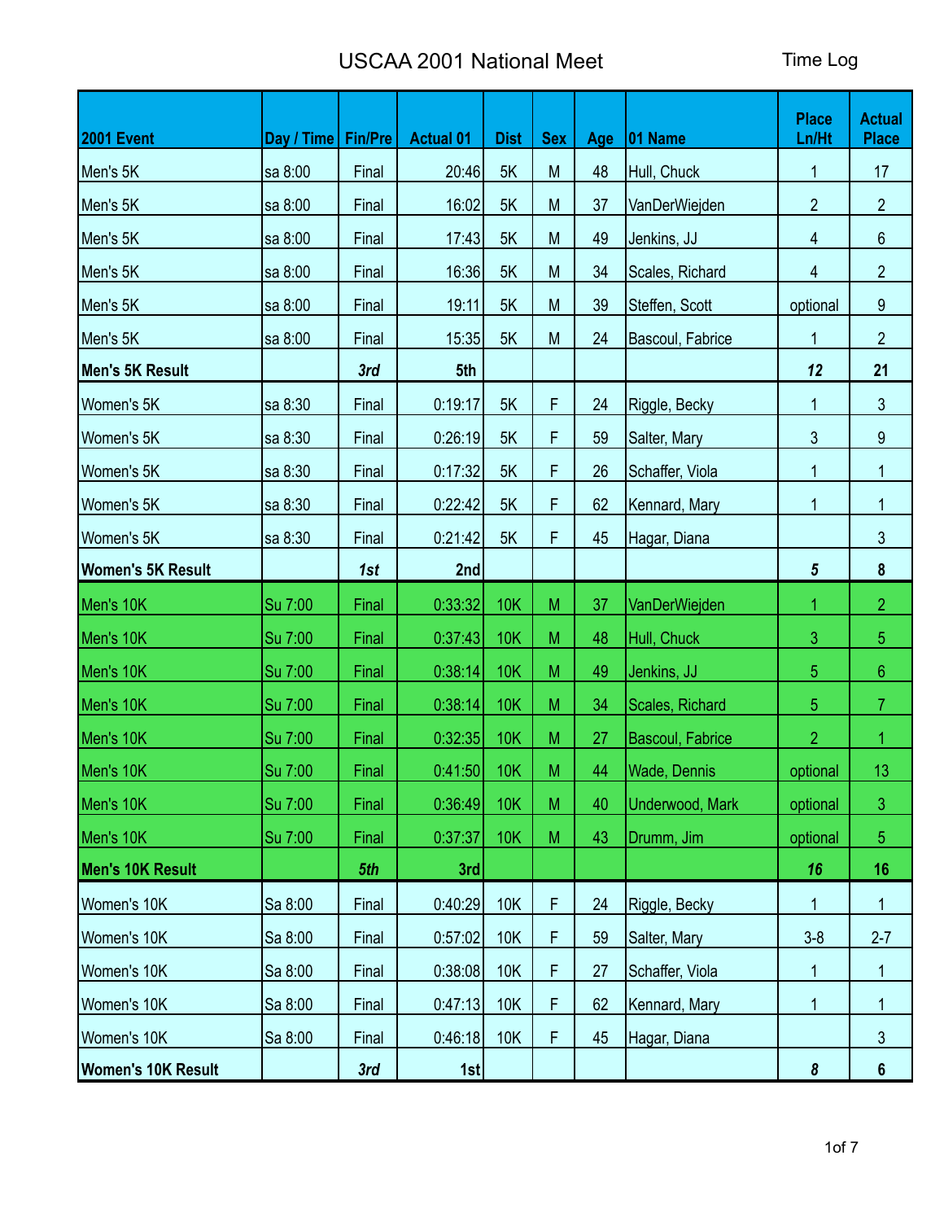# USCAA 2001 National Meet

Time Log

| 2001 Event | Day / Time | Fin/Pre | Actual 01 | Dist | Sex | Age | 01 Name | Place Ln/Ht | Actual Place |
|---|---|---|---|---|---|---|---|---|---|
| Men's 5K | sa 8:00 | Final | 20:46 | 5K | M | 48 | Hull, Chuck | 1 | 17 |
| Men's 5K | sa 8:00 | Final | 16:02 | 5K | M | 37 | VanDerWiejden | 2 | 2 |
| Men's 5K | sa 8:00 | Final | 17:43 | 5K | M | 49 | Jenkins, JJ | 4 | 6 |
| Men's 5K | sa 8:00 | Final | 16:36 | 5K | M | 34 | Scales, Richard | 4 | 2 |
| Men's 5K | sa 8:00 | Final | 19:11 | 5K | M | 39 | Steffen, Scott | optional | 9 |
| Men's 5K | sa 8:00 | Final | 15:35 | 5K | M | 24 | Bascoul, Fabrice | 1 | 2 |
| **Men's 5K Result** | | ***3rd*** | **5th** | | | | | ***12*** | **21** |
| Women's 5K | sa 8:30 | Final | 0:19:17 | 5K | F | 24 | Riggle, Becky | 1 | 3 |
| Women's 5K | sa 8:30 | Final | 0:26:19 | 5K | F | 59 | Salter, Mary | 3 | 9 |
| Women's 5K | sa 8:30 | Final | 0:17:32 | 5K | F | 26 | Schaffer, Viola | 1 | 1 |
| Women's 5K | sa 8:30 | Final | 0:22:42 | 5K | F | 62 | Kennard, Mary | 1 | 1 |
| Women's 5K | sa 8:30 | Final | 0:21:42 | 5K | F | 45 | Hagar, Diana | | 3 |
| **Women's 5K Result** | | ***1st*** | **2nd** | | | | | ***5*** | **8** |
| Men's 10K | Su 7:00 | Final | 0:33:32 | 10K | M | 37 | VanDerWiejden | 1 | 2 |
| Men's 10K | Su 7:00 | Final | 0:37:43 | 10K | M | 48 | Hull, Chuck | 3 | 5 |
| Men's 10K | Su 7:00 | Final | 0:38:14 | 10K | M | 49 | Jenkins, JJ | 5 | 6 |
| Men's 10K | Su 7:00 | Final | 0:38:14 | 10K | M | 34 | Scales, Richard | 5 | 7 |
| Men's 10K | Su 7:00 | Final | 0:32:35 | 10K | M | 27 | Bascoul, Fabrice | 2 | 1 |
| Men's 10K | Su 7:00 | Final | 0:41:50 | 10K | M | 44 | Wade, Dennis | optional | 13 |
| Men's 10K | Su 7:00 | Final | 0:36:49 | 10K | M | 40 | Underwood, Mark | optional | 3 |
| Men's 10K | Su 7:00 | Final | 0:37:37 | 10K | M | 43 | Drumm, Jim | optional | 5 |
| **Men's 10K Result** | | ***5th*** | **3rd** | | | | | ***16*** | **16** |
| Women's 10K | Sa 8:00 | Final | 0:40:29 | 10K | F | 24 | Riggle, Becky | 1 | 1 |
| Women's 10K | Sa 8:00 | Final | 0:57:02 | 10K | F | 59 | Salter, Mary | 3-8 | 2-7 |
| Women's 10K | Sa 8:00 | Final | 0:38:08 | 10K | F | 27 | Schaffer, Viola | 1 | 1 |
| Women's 10K | Sa 8:00 | Final | 0:47:13 | 10K | F | 62 | Kennard, Mary | 1 | 1 |
| Women's 10K | Sa 8:00 | Final | 0:46:18 | 10K | F | 45 | Hagar, Diana | | 3 |
| **Women's 10K Result** | | ***3rd*** | **1st** | | | | | ***8*** | **6** |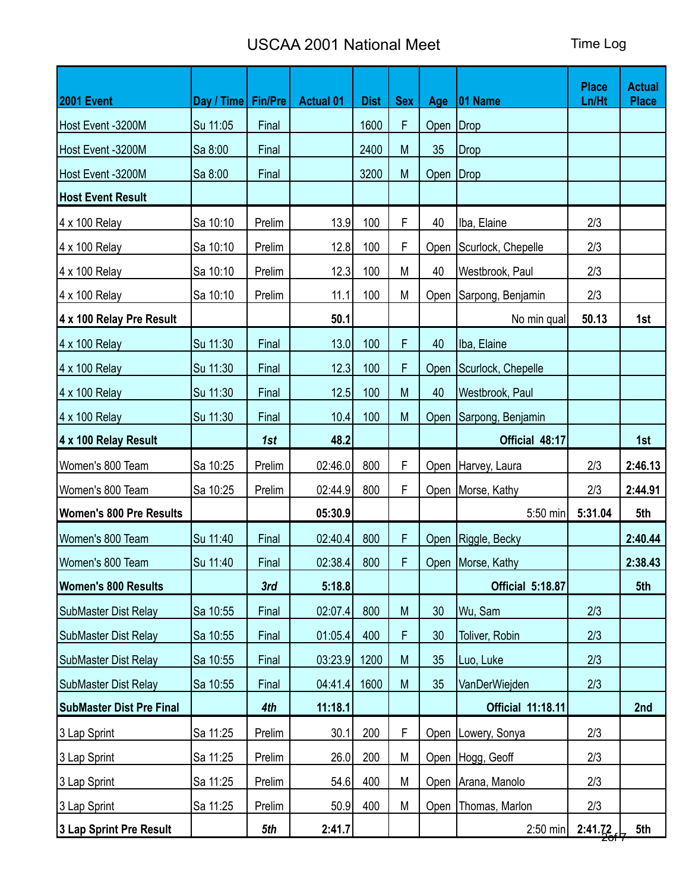# USCAA 2001 National Meet

Time Log

| 2001 Event | Day / Time | Fin/Pre | Actual 01 | Dist | Sex | Age | 01 Name | Place Ln/Ht | Actual Place |
|---|---|---|---|---|---|---|---|---|---|
| Host Event -3200M | Su 11:05 | Final | | 1600 | F | Open | Drop | | |
| Host Event -3200M | Sa 8:00 | Final | | 2400 | M | 35 | Drop | | |
| Host Event -3200M | Sa 8:00 | Final | | 3200 | M | Open | Drop | | |
| **Host Event Result** | | | | | | | | | |
| 4 x 100 Relay | Sa 10:10 | Prelim | 13.9 | 100 | F | 40 | Iba, Elaine | 2/3 | |
| 4 x 100 Relay | Sa 10:10 | Prelim | 12.8 | 100 | F | Open | Scurlock, Chepelle | 2/3 | |
| 4 x 100 Relay | Sa 10:10 | Prelim | 12.3 | 100 | M | 40 | Westbrook, Paul | 2/3 | |
| 4 x 100 Relay | Sa 10:10 | Prelim | 11.1 | 100 | M | Open | Sarpong, Benjamin | 2/3 | |
| **4 x 100 Relay Pre Result** | | | **50.1** | | | | No min qual | **50.13** | **1st** |
| 4 x 100 Relay | Su 11:30 | Final | 13.0 | 100 | F | 40 | Iba, Elaine | | |
| 4 x 100 Relay | Su 11:30 | Final | 12.3 | 100 | F | Open | Scurlock, Chepelle | | |
| 4 x 100 Relay | Su 11:30 | Final | 12.5 | 100 | M | 40 | Westbrook, Paul | | |
| 4 x 100 Relay | Su 11:30 | Final | 10.4 | 100 | M | Open | Sarpong, Benjamin | | |
| **4 x 100 Relay Result** | | ***1st*** | **48.2** | | | | **Official 48:17** | | **1st** |
| Women's 800 Team | Sa 10:25 | Prelim | 02:46.0 | 800 | F | Open | Harvey, Laura | 2/3 | **2:46.13** |
| Women's 800 Team | Sa 10:25 | Prelim | 02:44.9 | 800 | F | Open | Morse, Kathy | 2/3 | **2:44.91** |
| **Women's 800 Pre Results** | | | **05:30.9** | | | | 5:50 min | **5:31.04** | **5th** |
| Women's 800 Team | Su 11:40 | Final | 02:40.4 | 800 | F | Open | Riggle, Becky | | **2:40.44** |
| Women's 800 Team | Su 11:40 | Final | 02:38.4 | 800 | F | Open | Morse, Kathy | | **2:38.43** |
| **Women's 800 Results** | | ***3rd*** | **5:18.8** | | | | **Official 5:18.87** | | **5th** |
| SubMaster Dist Relay | Sa 10:55 | Final | 02:07.4 | 800 | M | 30 | Wu, Sam | 2/3 | |
| SubMaster Dist Relay | Sa 10:55 | Final | 01:05.4 | 400 | F | 30 | Toliver, Robin | 2/3 | |
| SubMaster Dist Relay | Sa 10:55 | Final | 03:23.9 | 1200 | M | 35 | Luo, Luke | 2/3 | |
| SubMaster Dist Relay | Sa 10:55 | Final | 04:41.4 | 1600 | M | 35 | VanDerWiejden | 2/3 | |
| **SubMaster Dist Pre Final** | | ***4th*** | **11:18.1** | | | | **Official 11:18.11** | | **2nd** |
| 3 Lap Sprint | Sa 11:25 | Prelim | 30.1 | 200 | F | Open | Lowery, Sonya | 2/3 | |
| 3 Lap Sprint | Sa 11:25 | Prelim | 26.0 | 200 | M | Open | Hogg, Geoff | 2/3 | |
| 3 Lap Sprint | Sa 11:25 | Prelim | 54.6 | 400 | M | Open | Arana, Manolo | 2/3 | |
| 3 Lap Sprint | Sa 11:25 | Prelim | 50.9 | 400 | M | Open | Thomas, Marlon | 2/3 | |
| **3 Lap Sprint Pre Result** | | ***5th*** | **2:41.7** | | | | 2:50 min | **2:41.72** | **5th** |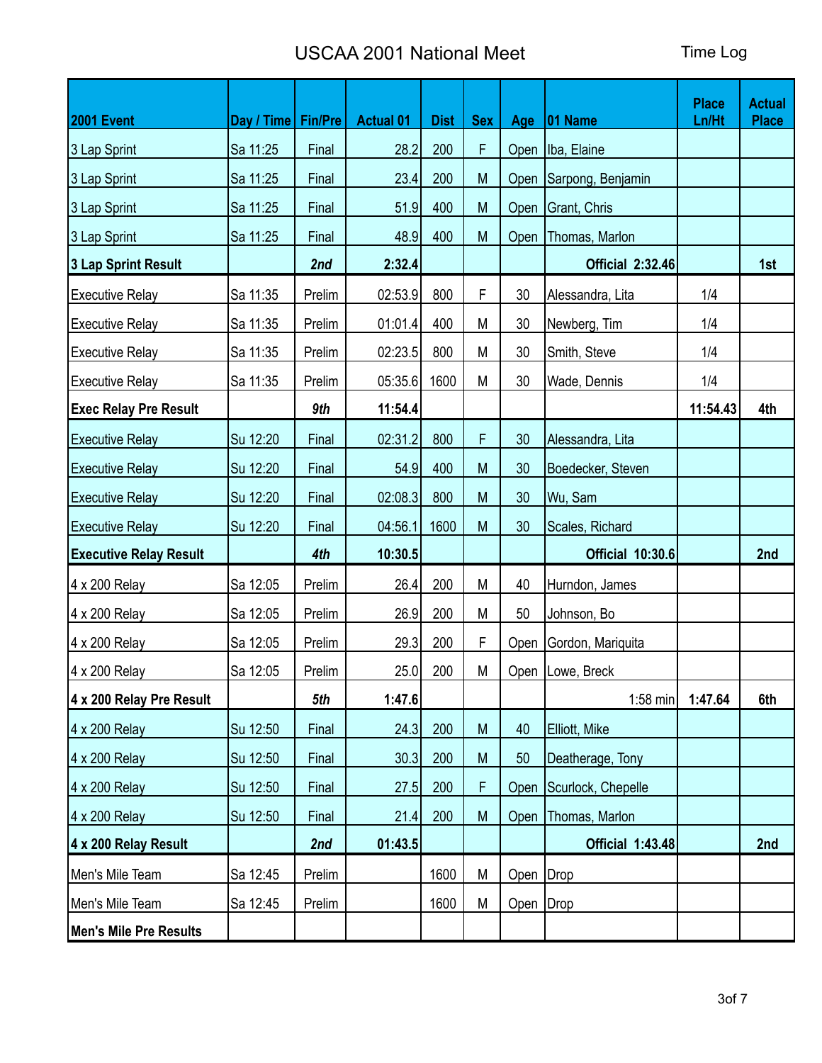# USCAA 2001 National Meet

Time Log

| 2001 Event | Day / Time | Fin/Pre | Actual 01 | Dist | Sex | Age | 01 Name | Place Ln/Ht | Actual Place |
|---|---|---|---|---|---|---|---|---|---|
| 3 Lap Sprint | Sa 11:25 | Final | 28.2 | 200 | F | Open | Iba, Elaine | | |
| 3 Lap Sprint | Sa 11:25 | Final | 23.4 | 200 | M | Open | Sarpong, Benjamin | | |
| 3 Lap Sprint | Sa 11:25 | Final | 51.9 | 400 | M | Open | Grant, Chris | | |
| 3 Lap Sprint | Sa 11:25 | Final | 48.9 | 400 | M | Open | Thomas, Marlon | | |
| **3 Lap Sprint Result** | | ***2nd*** | **2:32.4** | | | | **Official 2:32.46** | | **1st** |
| Executive Relay | Sa 11:35 | Prelim | 02:53.9 | 800 | F | 30 | Alessandra, Lita | 1/4 | |
| Executive Relay | Sa 11:35 | Prelim | 01:01.4 | 400 | M | 30 | Newberg, Tim | 1/4 | |
| Executive Relay | Sa 11:35 | Prelim | 02:23.5 | 800 | M | 30 | Smith, Steve | 1/4 | |
| Executive Relay | Sa 11:35 | Prelim | 05:35.6 | 1600 | M | 30 | Wade, Dennis | 1/4 | |
| **Exec Relay Pre Result** | | ***9th*** | **11:54.4** | | | | | **11:54.43** | **4th** |
| Executive Relay | Su 12:20 | Final | 02:31.2 | 800 | F | 30 | Alessandra, Lita | | |
| Executive Relay | Su 12:20 | Final | 54.9 | 400 | M | 30 | Boedecker, Steven | | |
| Executive Relay | Su 12:20 | Final | 02:08.3 | 800 | M | 30 | Wu, Sam | | |
| Executive Relay | Su 12:20 | Final | 04:56.1 | 1600 | M | 30 | Scales, Richard | | |
| **Executive Relay Result** | | ***4th*** | **10:30.5** | | | | **Official 10:30.6** | | **2nd** |
| 4 x 200 Relay | Sa 12:05 | Prelim | 26.4 | 200 | M | 40 | Hurndon, James | | |
| 4 x 200 Relay | Sa 12:05 | Prelim | 26.9 | 200 | M | 50 | Johnson, Bo | | |
| 4 x 200 Relay | Sa 12:05 | Prelim | 29.3 | 200 | F | Open | Gordon, Mariquita | | |
| 4 x 200 Relay | Sa 12:05 | Prelim | 25.0 | 200 | M | Open | Lowe, Breck | | |
| **4 x 200 Relay Pre Result** | | ***5th*** | **1:47.6** | | | | 1:58 min | **1:47.64** | **6th** |
| 4 x 200 Relay | Su 12:50 | Final | 24.3 | 200 | M | 40 | Elliott, Mike | | |
| 4 x 200 Relay | Su 12:50 | Final | 30.3 | 200 | M | 50 | Deatherage, Tony | | |
| 4 x 200 Relay | Su 12:50 | Final | 27.5 | 200 | F | Open | Scurlock, Chepelle | | |
| 4 x 200 Relay | Su 12:50 | Final | 21.4 | 200 | M | Open | Thomas, Marlon | | |
| **4 x 200 Relay Result** | | ***2nd*** | **01:43.5** | | | | **Official 1:43.48** | | **2nd** |
| Men's Mile Team | Sa 12:45 | Prelim | | 1600 | M | Open | Drop | | |
| Men's Mile Team | Sa 12:45 | Prelim | | 1600 | M | Open | Drop | | |
| **Men's Mile Pre Results** | | | | | | | | | |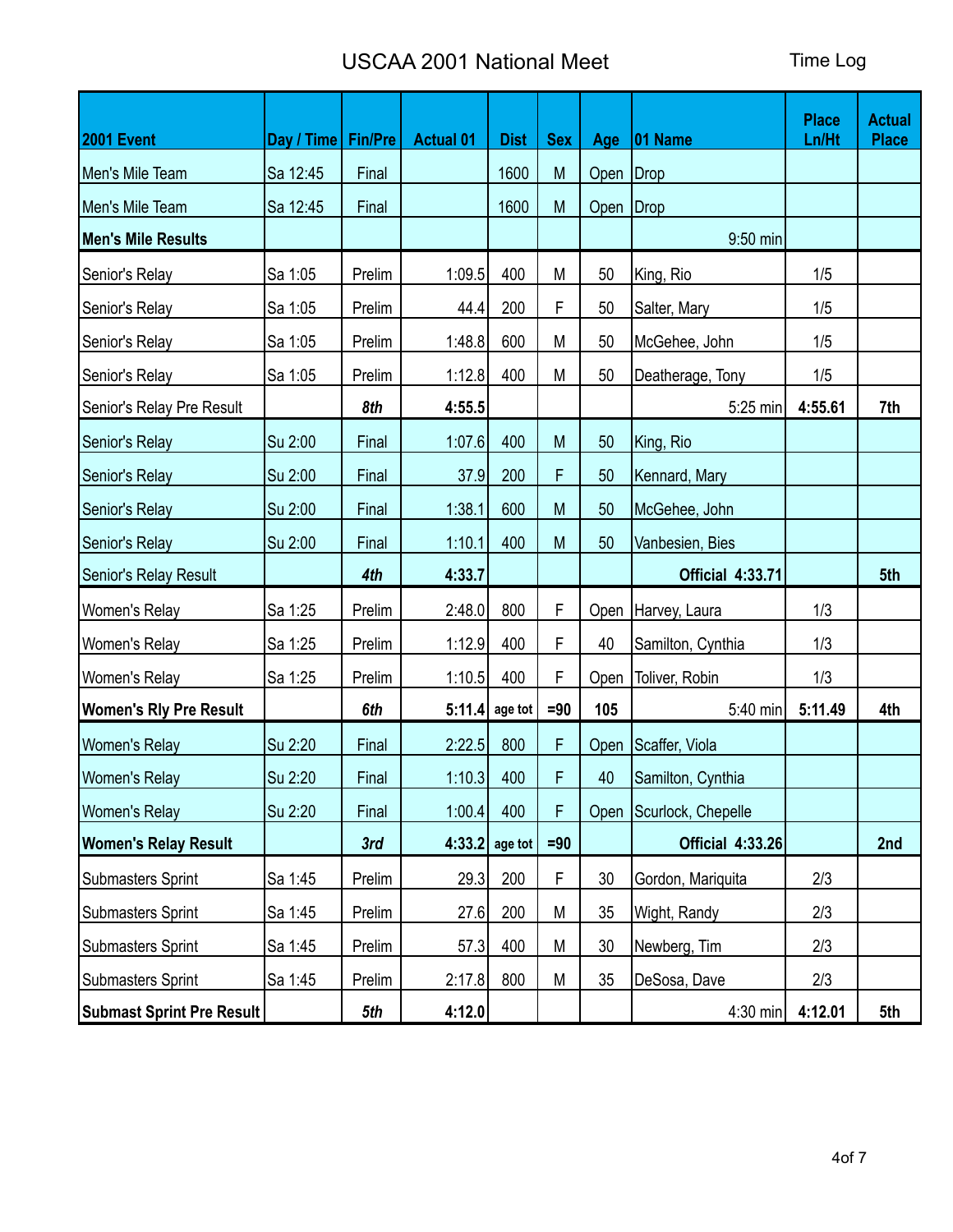# USCAA 2001 National Meet

Time Log

| 2001 Event | Day / Time | Fin/Pre | Actual 01 | Dist | Sex | Age | 01 Name | Place Ln/Ht | Actual Place |
|---|---|---|---|---|---|---|---|---|---|
| Men's Mile Team | Sa 12:45 | Final | | 1600 | M | Open | Drop | | |
| Men's Mile Team | Sa 12:45 | Final | | 1600 | M | Open | Drop | | |
| **Men's Mile Results** | | | | | | | 9:50 min | | |
| Senior's Relay | Sa 1:05 | Prelim | 1:09.5 | 400 | M | 50 | King, Rio | 1/5 | |
| Senior's Relay | Sa 1:05 | Prelim | 44.4 | 200 | F | 50 | Salter, Mary | 1/5 | |
| Senior's Relay | Sa 1:05 | Prelim | 1:48.8 | 600 | M | 50 | McGehee, John | 1/5 | |
| Senior's Relay | Sa 1:05 | Prelim | 1:12.8 | 400 | M | 50 | Deatherage, Tony | 1/5 | |
| Senior's Relay Pre Result | | ***8th*** | **4:55.5** | | | | 5:25 min | **4:55.61** | **7th** |
| Senior's Relay | Su 2:00 | Final | 1:07.6 | 400 | M | 50 | King, Rio | | |
| Senior's Relay | Su 2:00 | Final | 37.9 | 200 | F | 50 | Kennard, Mary | | |
| Senior's Relay | Su 2:00 | Final | 1:38.1 | 600 | M | 50 | McGehee, John | | |
| Senior's Relay | Su 2:00 | Final | 1:10.1 | 400 | M | 50 | Vanbesien, Bies | | |
| Senior's Relay Result | | ***4th*** | **4:33.7** | | | | **Official 4:33.71** | | **5th** |
| Women's Relay | Sa 1:25 | Prelim | 2:48.0 | 800 | F | Open | Harvey, Laura | 1/3 | |
| Women's Relay | Sa 1:25 | Prelim | 1:12.9 | 400 | F | 40 | Samilton, Cynthia | 1/3 | |
| Women's Relay | Sa 1:25 | Prelim | 1:10.5 | 400 | F | Open | Toliver, Robin | 1/3 | |
| **Women's Rly Pre Result** | | ***6th*** | **5:11.4** | **age tot** | **=90** | **105** | 5:40 min | **5:11.49** | **4th** |
| Women's Relay | Su 2:20 | Final | 2:22.5 | 800 | F | Open | Scaffer, Viola | | |
| Women's Relay | Su 2:20 | Final | 1:10.3 | 400 | F | 40 | Samilton, Cynthia | | |
| Women's Relay | Su 2:20 | Final | 1:00.4 | 400 | F | Open | Scurlock, Chepelle | | |
| **Women's Relay Result** | | ***3rd*** | **4:33.2** | **age tot** | **=90** | | **Official 4:33.26** | | **2nd** |
| Submasters Sprint | Sa 1:45 | Prelim | 29.3 | 200 | F | 30 | Gordon, Mariquita | 2/3 | |
| Submasters Sprint | Sa 1:45 | Prelim | 27.6 | 200 | M | 35 | Wight, Randy | 2/3 | |
| Submasters Sprint | Sa 1:45 | Prelim | 57.3 | 400 | M | 30 | Newberg, Tim | 2/3 | |
| Submasters Sprint | Sa 1:45 | Prelim | 2:17.8 | 800 | M | 35 | DeSosa, Dave | 2/3 | |
| **Submast Sprint Pre Result** | | ***5th*** | **4:12.0** | | | | 4:30 min | **4:12.01** | **5th** |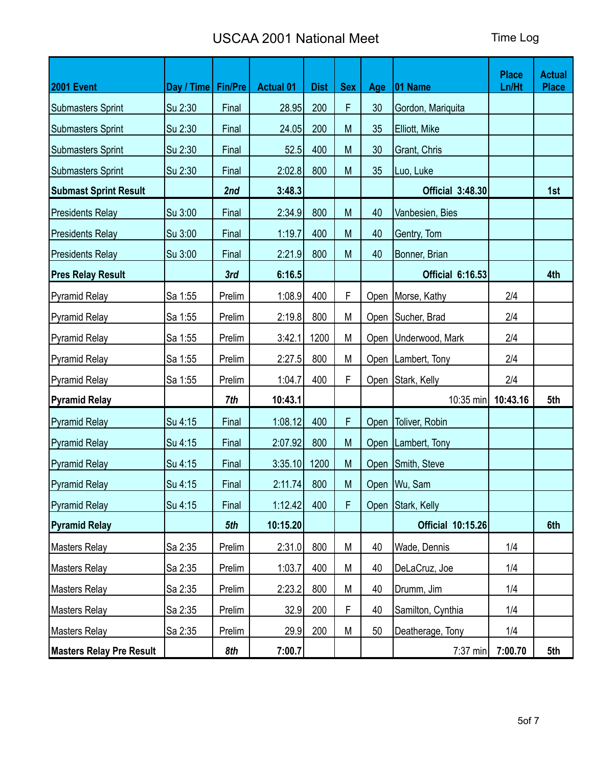# USCAA 2001 National Meet

Time Log

| 2001 Event | Day / Time | Fin/Pre | Actual 01 | Dist | Sex | Age | 01 Name | Place Ln/Ht | Actual Place |
|---|---|---|---|---|---|---|---|---|---|
| Submasters Sprint | Su 2:30 | Final | 28.95 | 200 | F | 30 | Gordon, Mariquita | | |
| Submasters Sprint | Su 2:30 | Final | 24.05 | 200 | M | 35 | Elliott, Mike | | |
| Submasters Sprint | Su 2:30 | Final | 52.5 | 400 | M | 30 | Grant, Chris | | |
| Submasters Sprint | Su 2:30 | Final | 2:02.8 | 800 | M | 35 | Luo, Luke | | |
| **Submast Sprint Result** | | ***2nd*** | **3:48.3** | | | | **Official 3:48.30** | | **1st** |
| Presidents Relay | Su 3:00 | Final | 2:34.9 | 800 | M | 40 | Vanbesien, Bies | | |
| Presidents Relay | Su 3:00 | Final | 1:19.7 | 400 | M | 40 | Gentry, Tom | | |
| Presidents Relay | Su 3:00 | Final | 2:21.9 | 800 | M | 40 | Bonner, Brian | | |
| **Pres Relay Result** | | ***3rd*** | **6:16.5** | | | | **Official 6:16.53** | | **4th** |
| Pyramid Relay | Sa 1:55 | Prelim | 1:08.9 | 400 | F | Open | Morse, Kathy | 2/4 | |
| Pyramid Relay | Sa 1:55 | Prelim | 2:19.8 | 800 | M | Open | Sucher, Brad | 2/4 | |
| Pyramid Relay | Sa 1:55 | Prelim | 3:42.1 | 1200 | M | Open | Underwood, Mark | 2/4 | |
| Pyramid Relay | Sa 1:55 | Prelim | 2:27.5 | 800 | M | Open | Lambert, Tony | 2/4 | |
| Pyramid Relay | Sa 1:55 | Prelim | 1:04.7 | 400 | F | Open | Stark, Kelly | 2/4 | |
| **Pyramid Relay** | | ***7th*** | **10:43.1** | | | | 10:35 min | **10:43.16** | **5th** |
| Pyramid Relay | Su 4:15 | Final | 1:08.12 | 400 | F | Open | Toliver, Robin | | |
| Pyramid Relay | Su 4:15 | Final | 2:07.92 | 800 | M | Open | Lambert, Tony | | |
| Pyramid Relay | Su 4:15 | Final | 3:35.10 | 1200 | M | Open | Smith, Steve | | |
| Pyramid Relay | Su 4:15 | Final | 2:11.74 | 800 | M | Open | Wu, Sam | | |
| Pyramid Relay | Su 4:15 | Final | 1:12.42 | 400 | F | Open | Stark, Kelly | | |
| **Pyramid Relay** | | ***5th*** | **10:15.20** | | | | **Official 10:15.26** | | **6th** |
| Masters Relay | Sa 2:35 | Prelim | 2:31.0 | 800 | M | 40 | Wade, Dennis | 1/4 | |
| Masters Relay | Sa 2:35 | Prelim | 1:03.7 | 400 | M | 40 | DeLaCruz, Joe | 1/4 | |
| Masters Relay | Sa 2:35 | Prelim | 2:23.2 | 800 | M | 40 | Drumm, Jim | 1/4 | |
| Masters Relay | Sa 2:35 | Prelim | 32.9 | 200 | F | 40 | Samilton, Cynthia | 1/4 | |
| Masters Relay | Sa 2:35 | Prelim | 29.9 | 200 | M | 50 | Deatherage, Tony | 1/4 | |
| **Masters Relay Pre Result** | | ***8th*** | **7:00.7** | | | | 7:37 min | **7:00.70** | **5th** |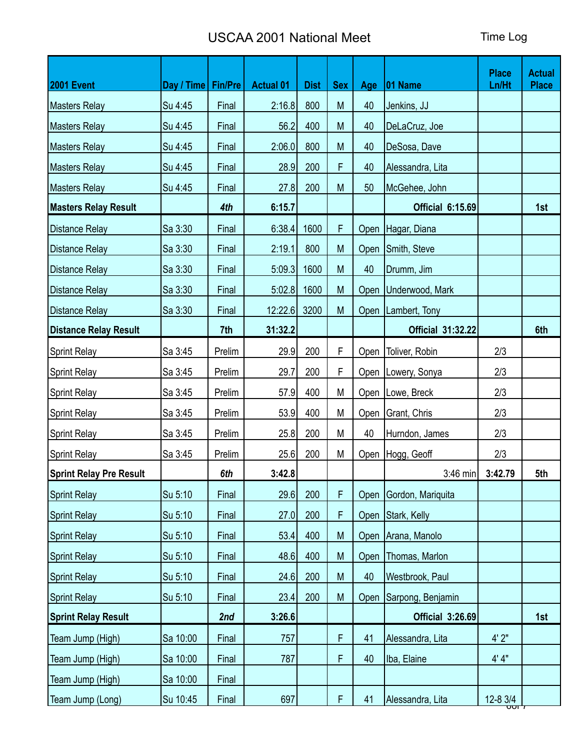# USCAA 2001 National Meet

Time Log

| 2001 Event | Day / Time | Fin/Pre | Actual 01 | Dist | Sex | Age | 01 Name | Place Ln/Ht | Actual Place |
|---|---|---|---|---|---|---|---|---|---|
| Masters Relay | Su 4:45 | Final | 2:16.8 | 800 | M | 40 | Jenkins, JJ | | |
| Masters Relay | Su 4:45 | Final | 56.2 | 400 | M | 40 | DeLaCruz, Joe | | |
| Masters Relay | Su 4:45 | Final | 2:06.0 | 800 | M | 40 | DeSosa, Dave | | |
| Masters Relay | Su 4:45 | Final | 28.9 | 200 | F | 40 | Alessandra, Lita | | |
| Masters Relay | Su 4:45 | Final | 27.8 | 200 | M | 50 | McGehee, John | | |
| **Masters Relay Result** | | ***4th*** | **6:15.7** | | | | **Official 6:15.69** | | **1st** |
| Distance Relay | Sa 3:30 | Final | 6:38.4 | 1600 | F | Open | Hagar, Diana | | |
| Distance Relay | Sa 3:30 | Final | 2:19.1 | 800 | M | Open | Smith, Steve | | |
| Distance Relay | Sa 3:30 | Final | 5:09.3 | 1600 | M | 40 | Drumm, Jim | | |
| Distance Relay | Sa 3:30 | Final | 5:02.8 | 1600 | M | Open | Underwood, Mark | | |
| Distance Relay | Sa 3:30 | Final | 12:22.6 | 3200 | M | Open | Lambert, Tony | | |
| **Distance Relay Result** | | **7th** | **31:32.2** | | | | **Official 31:32.22** | | **6th** |
| Sprint Relay | Sa 3:45 | Prelim | 29.9 | 200 | F | Open | Toliver, Robin | 2/3 | |
| Sprint Relay | Sa 3:45 | Prelim | 29.7 | 200 | F | Open | Lowery, Sonya | 2/3 | |
| Sprint Relay | Sa 3:45 | Prelim | 57.9 | 400 | M | Open | Lowe, Breck | 2/3 | |
| Sprint Relay | Sa 3:45 | Prelim | 53.9 | 400 | M | Open | Grant, Chris | 2/3 | |
| Sprint Relay | Sa 3:45 | Prelim | 25.8 | 200 | M | 40 | Hurndon, James | 2/3 | |
| Sprint Relay | Sa 3:45 | Prelim | 25.6 | 200 | M | Open | Hogg, Geoff | 2/3 | |
| **Sprint Relay Pre Result** | | ***6th*** | **3:42.8** | | | | 3:46 min | **3:42.79** | **5th** |
| Sprint Relay | Su 5:10 | Final | 29.6 | 200 | F | Open | Gordon, Mariquita | | |
| Sprint Relay | Su 5:10 | Final | 27.0 | 200 | F | Open | Stark, Kelly | | |
| Sprint Relay | Su 5:10 | Final | 53.4 | 400 | M | Open | Arana, Manolo | | |
| Sprint Relay | Su 5:10 | Final | 48.6 | 400 | M | Open | Thomas, Marlon | | |
| Sprint Relay | Su 5:10 | Final | 24.6 | 200 | M | 40 | Westbrook, Paul | | |
| Sprint Relay | Su 5:10 | Final | 23.4 | 200 | M | Open | Sarpong, Benjamin | | |
| **Sprint Relay Result** | | ***2nd*** | **3:26.6** | | | | **Official 3:26.69** | | **1st** |
| Team Jump (High) | Sa 10:00 | Final | 757 | | F | 41 | Alessandra, Lita | 4' 2" | |
| Team Jump (High) | Sa 10:00 | Final | 787 | | F | 40 | Iba, Elaine | 4' 4" | |
| Team Jump (High) | Sa 10:00 | Final | | | | | | | |
| Team Jump (Long) | Su 10:45 | Final | 697 | | F | 41 | Alessandra, Lita | 12-8 3/4 | |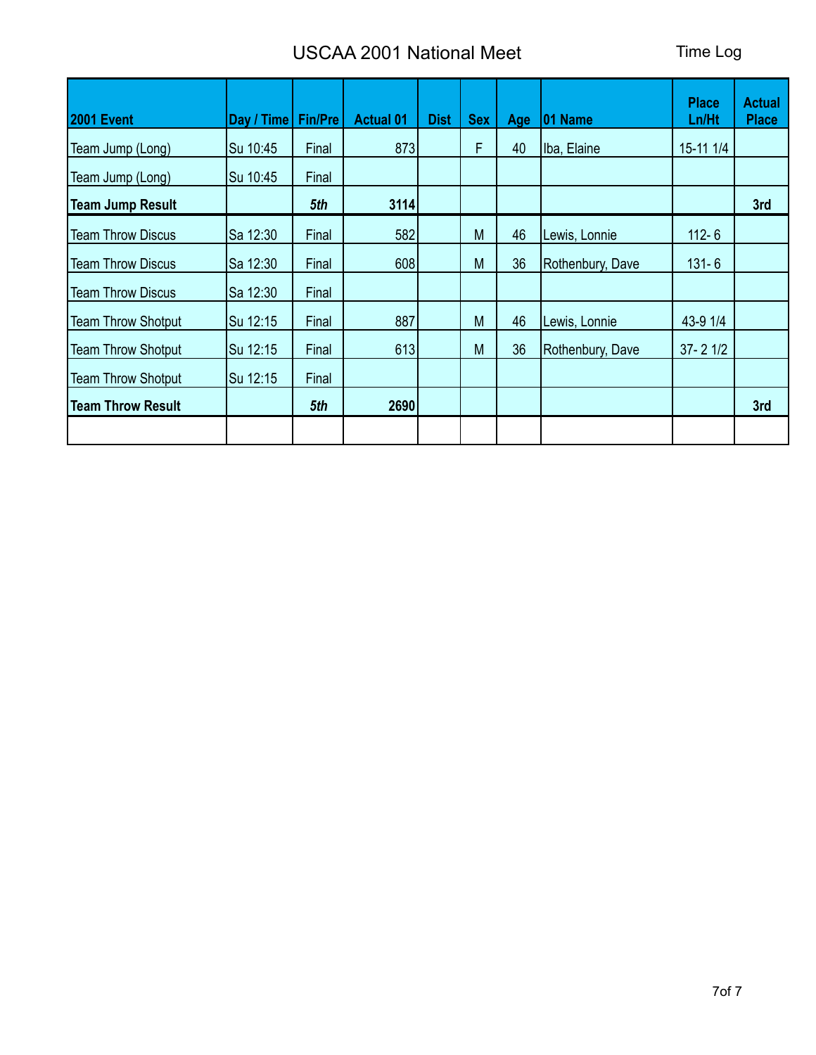# USCAA 2001 National Meet

Time Log

| 2001 Event | Day / Time | Fin/Pre | Actual 01 | Dist | Sex | Age | 01 Name | Place Ln/Ht | Actual Place |
|---|---|---|---|---|---|---|---|---|---|
| Team Jump (Long) | Su 10:45 | Final | 873 | | F | 40 | Iba, Elaine | 15-11 1/4 | |
| Team Jump (Long) | Su 10:45 | Final | | | | | | | |
| **Team Jump Result** | | ***5th*** | **3114** | | | | | | **3rd** |
| Team Throw Discus | Sa 12:30 | Final | 582 | | M | 46 | Lewis, Lonnie | 112- 6 | |
| Team Throw Discus | Sa 12:30 | Final | 608 | | M | 36 | Rothenbury, Dave | 131- 6 | |
| Team Throw Discus | Sa 12:30 | Final | | | | | | | |
| Team Throw Shotput | Su 12:15 | Final | 887 | | M | 46 | Lewis, Lonnie | 43-9 1/4 | |
| Team Throw Shotput | Su 12:15 | Final | 613 | | M | 36 | Rothenbury, Dave | 37- 2 1/2 | |
| Team Throw Shotput | Su 12:15 | Final | | | | | | | |
| **Team Throw Result** | | ***5th*** | **2690** | | | | | | **3rd** |
| | | | | | | | | | |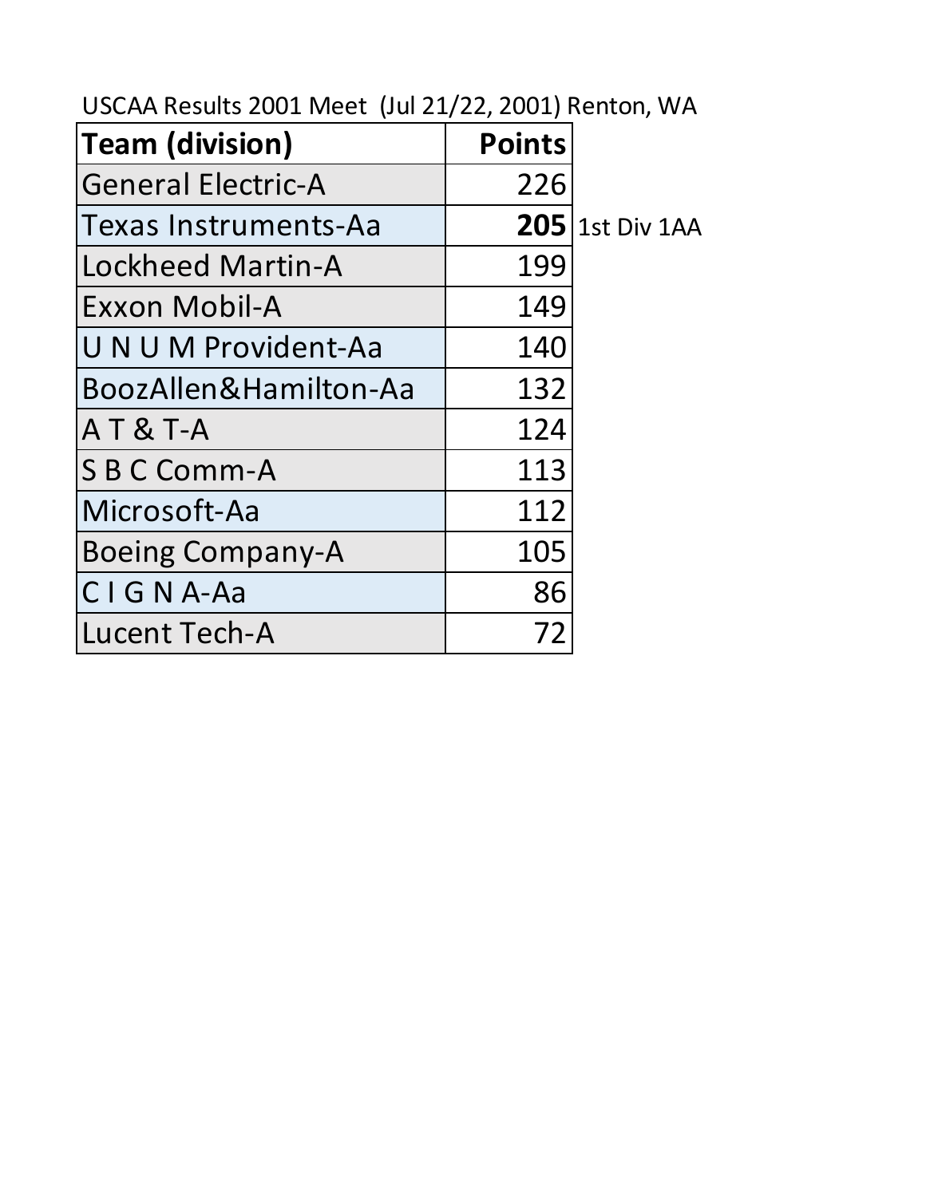USCAA Results 2001 Meet  (Jul 21/22, 2001) Renton, WA

| Team (division) | Points | |
|---|---|---|
| General Electric-A | 226 | |
| Texas Instruments-Aa | **205** | 1st Div 1AA |
| Lockheed Martin-A | 199 | |
| Exxon Mobil-A | 149 | |
| U N U M Provident-Aa | 140 | |
| BoozAllen&Hamilton-Aa | 132 | |
| A T & T-A | 124 | |
| S B C Comm-A | 113 | |
| Microsoft-Aa | 112 | |
| Boeing Company-A | 105 | |
| C I G N A-Aa | 86 | |
| Lucent Tech-A | 72 | |